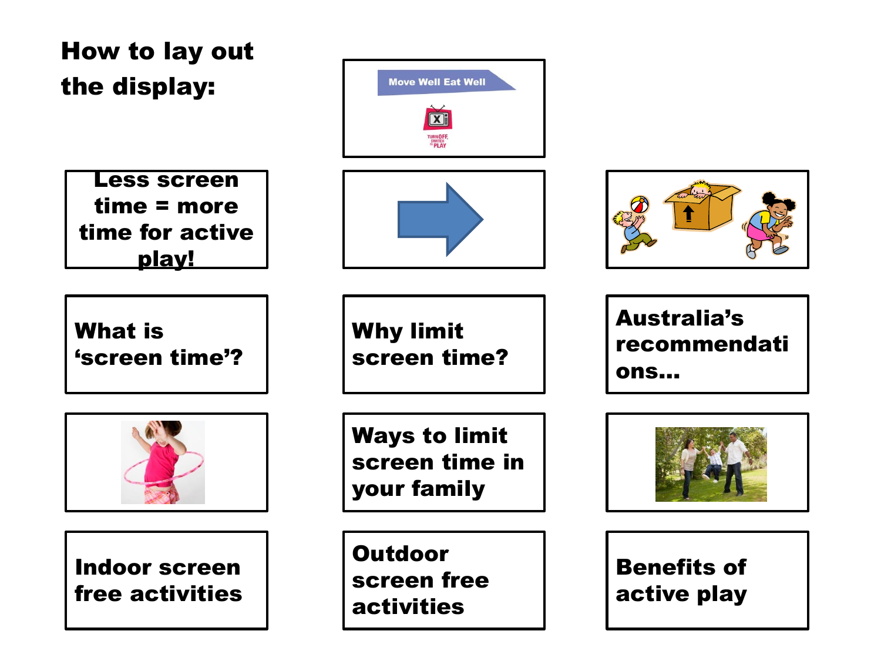# How to lay out the display:

Move Well Eat Well

TURN OFF, SWITCH TO PLAY

Less screen time = more time for active play!

What is 'screen time'?

Why limit screen time?

Australia's recommendations...

Ways to limit screen time in your family

Indoor screen free activities

Outdoor screen free activities

Benefits of active play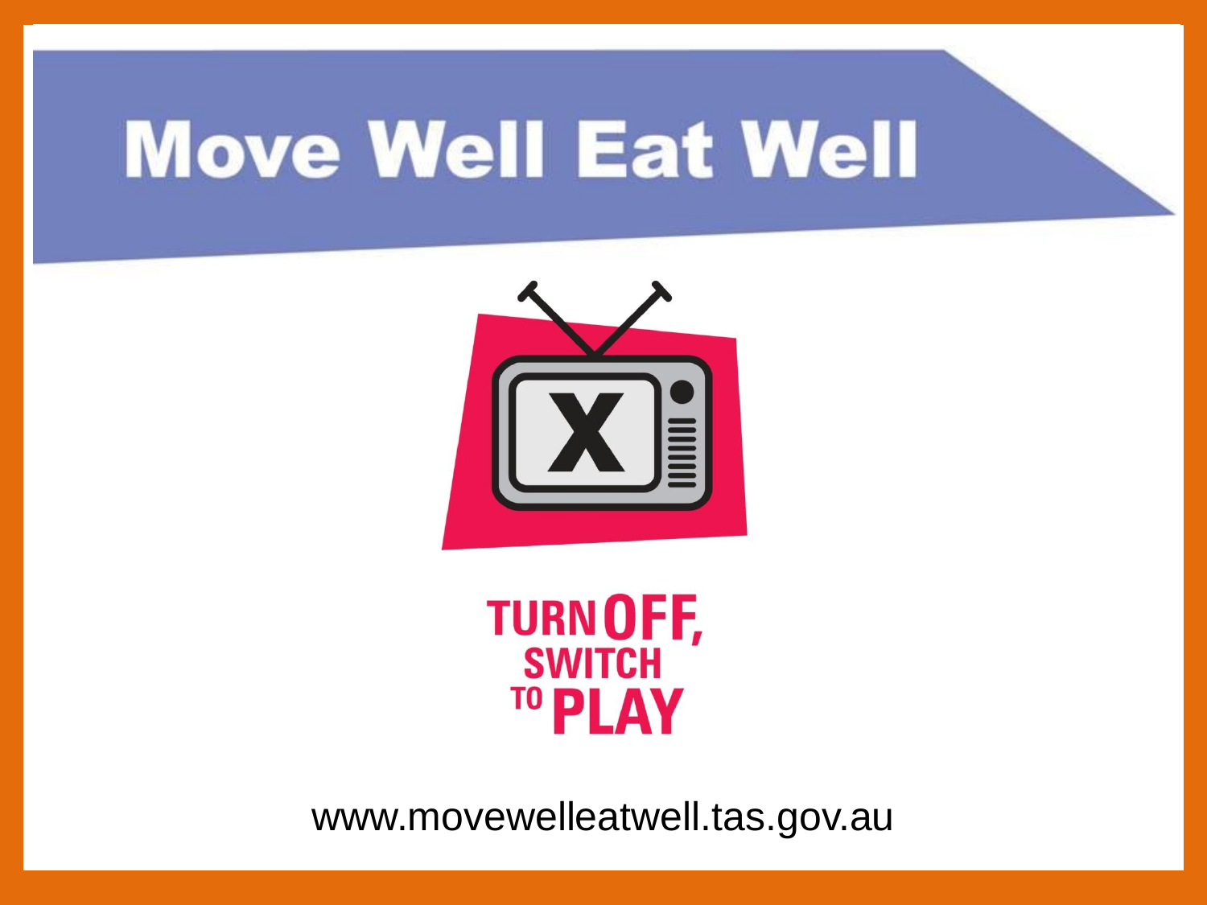# Move Well Eat Well

TURN OFF, SWITCH TO PLAY

www.movewelleatwell.tas.gov.au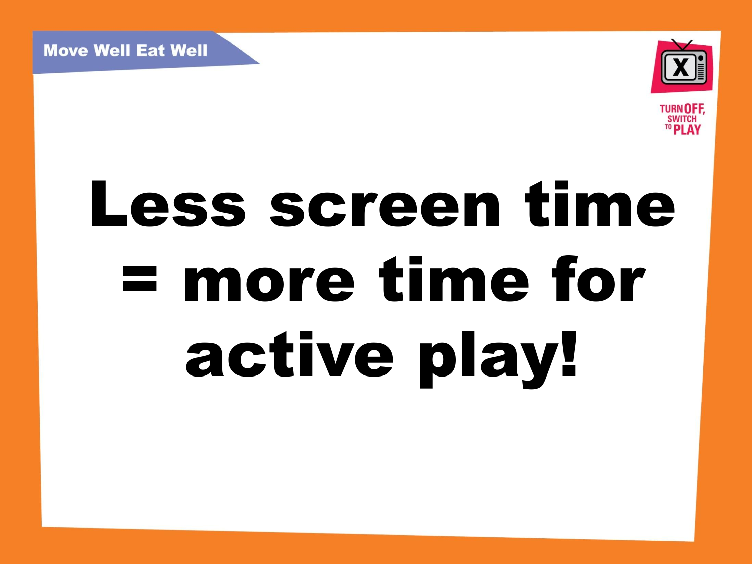Move Well Eat Well

TURN OFF, SWITCH TO PLAY

# Less screen time = more time for active play!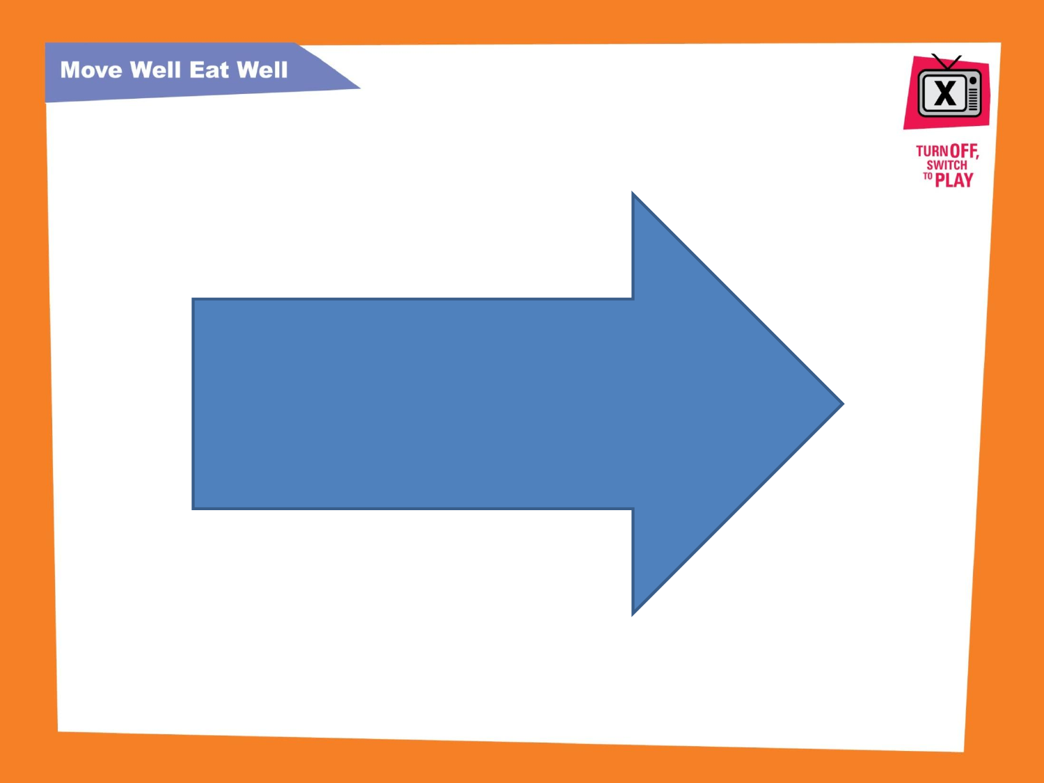Move Well Eat Well

TURN OFF, SWITCH TO PLAY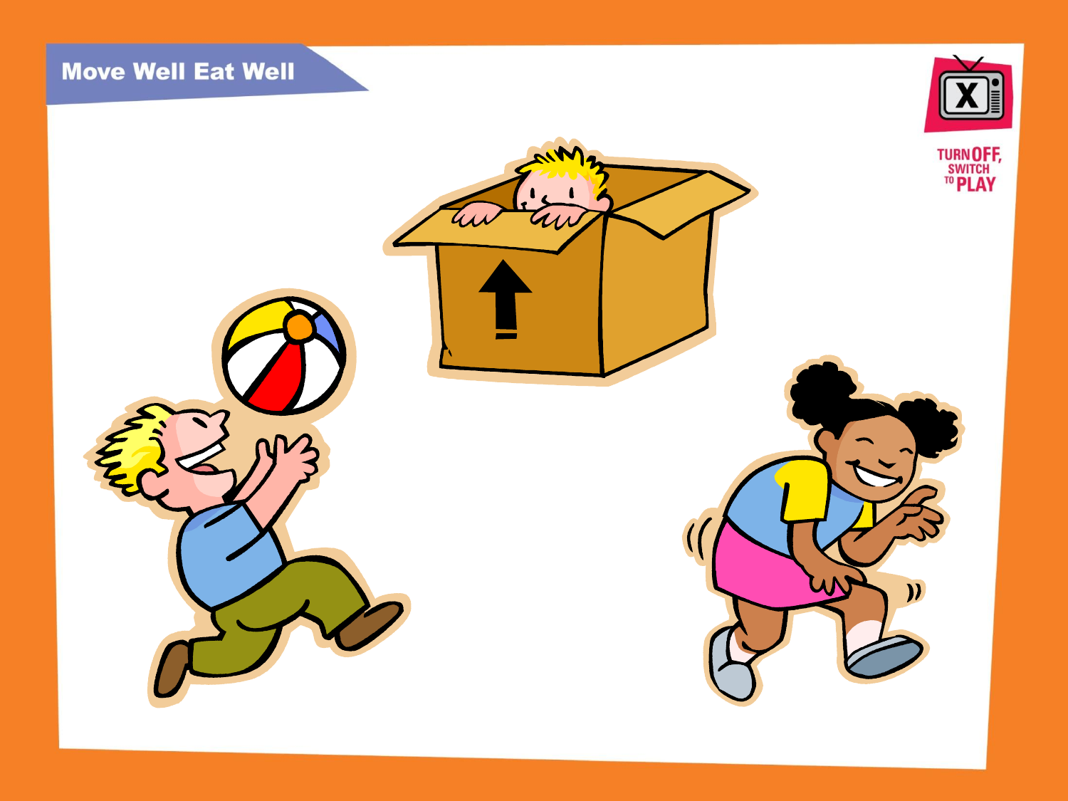Move Well Eat Well

TURN OFF, SWITCH TO PLAY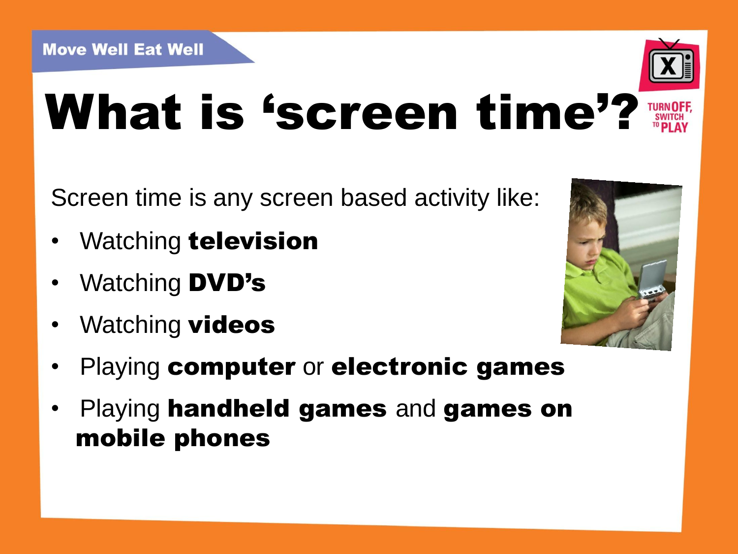Move Well Eat Well

# What is 'screen time'?

TURN OFF, SWITCH TO PLAY

Screen time is any screen based activity like:

- Watching **television**
- Watching **DVD's**
- Watching **videos**
- Playing **computer** or **electronic games**
- Playing **handheld games** and **games on mobile phones**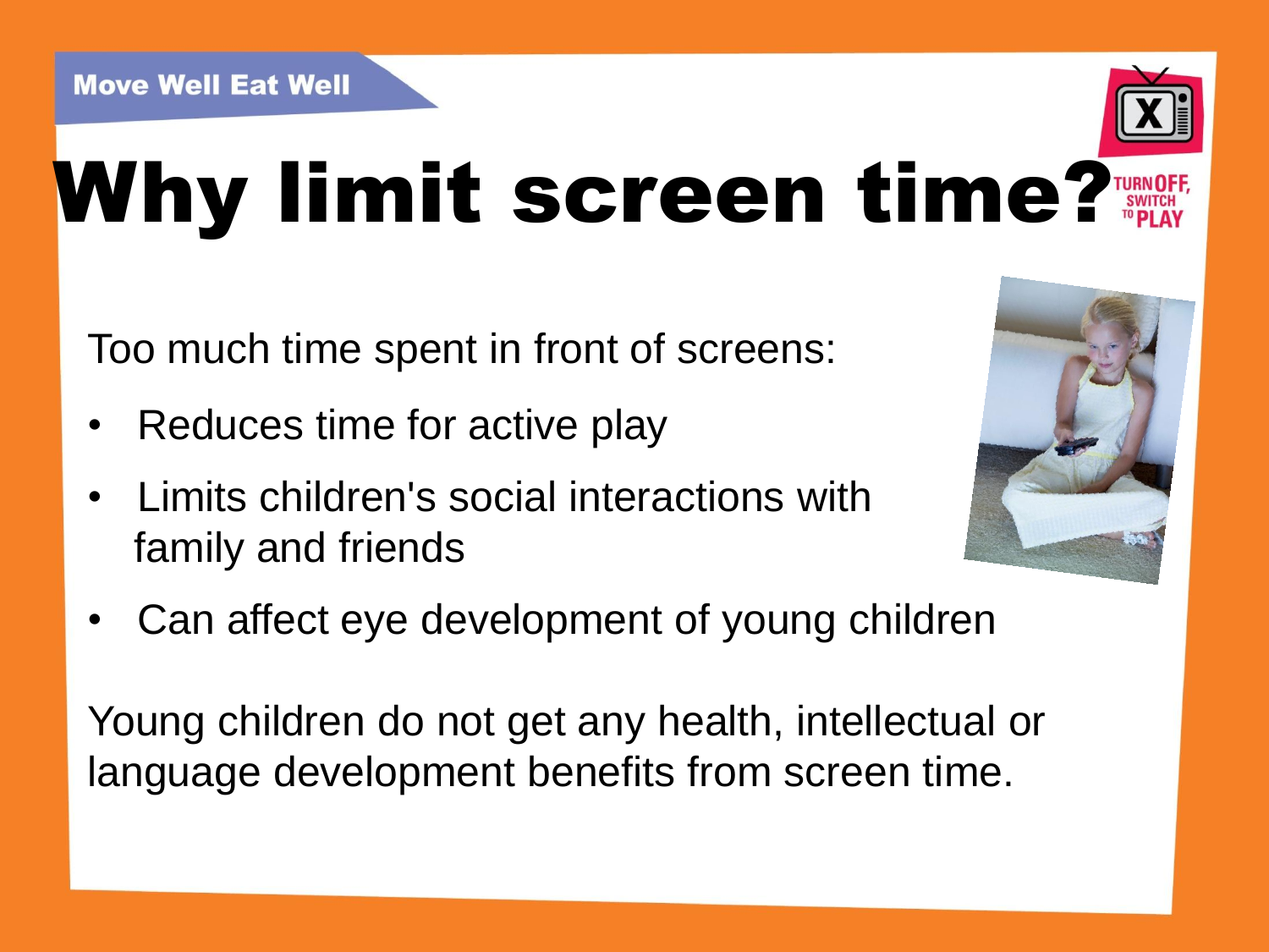# Why limit screen time?

Too much time spent in front of screens:

- Reduces time for active play
- Limits children's social interactions with family and friends
- Can affect eye development of young children

Young children do not get any health, intellectual or language development benefits from screen time.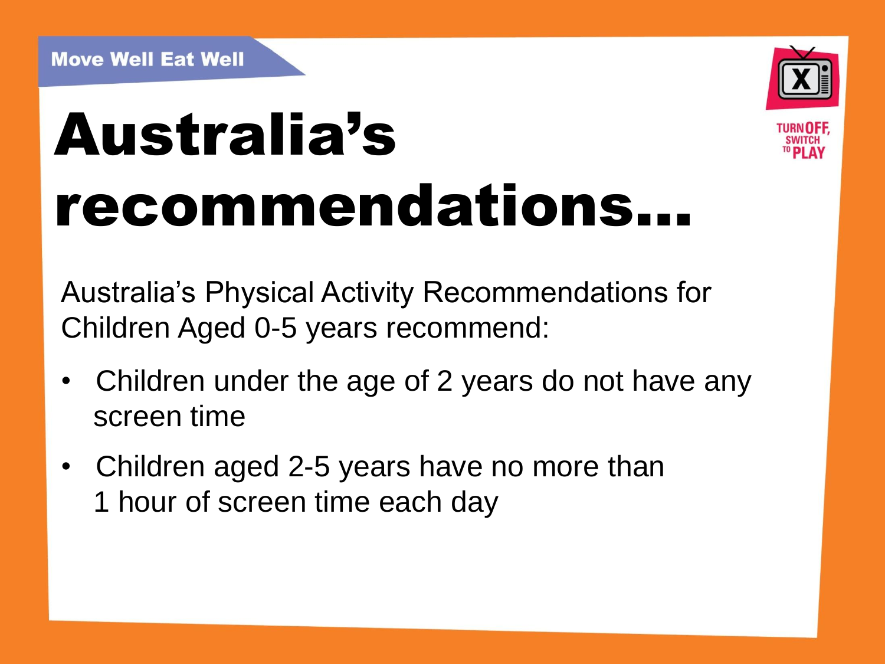Move Well Eat Well

# Australia's recommendations...

TURN OFF, SWITCH TO PLAY

Australia's Physical Activity Recommendations for Children Aged 0-5 years recommend:

- Children under the age of 2 years do not have any screen time
- Children aged 2-5 years have no more than 1 hour of screen time each day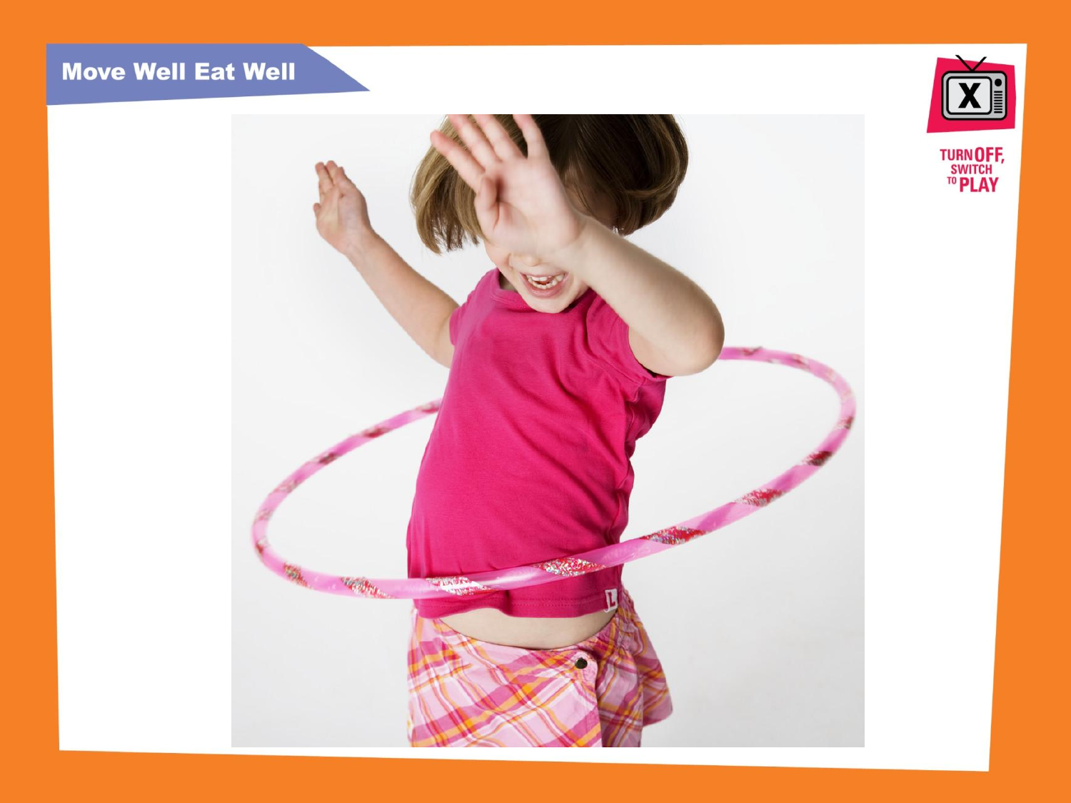Move Well Eat Well

TURN OFF, SWITCH TO PLAY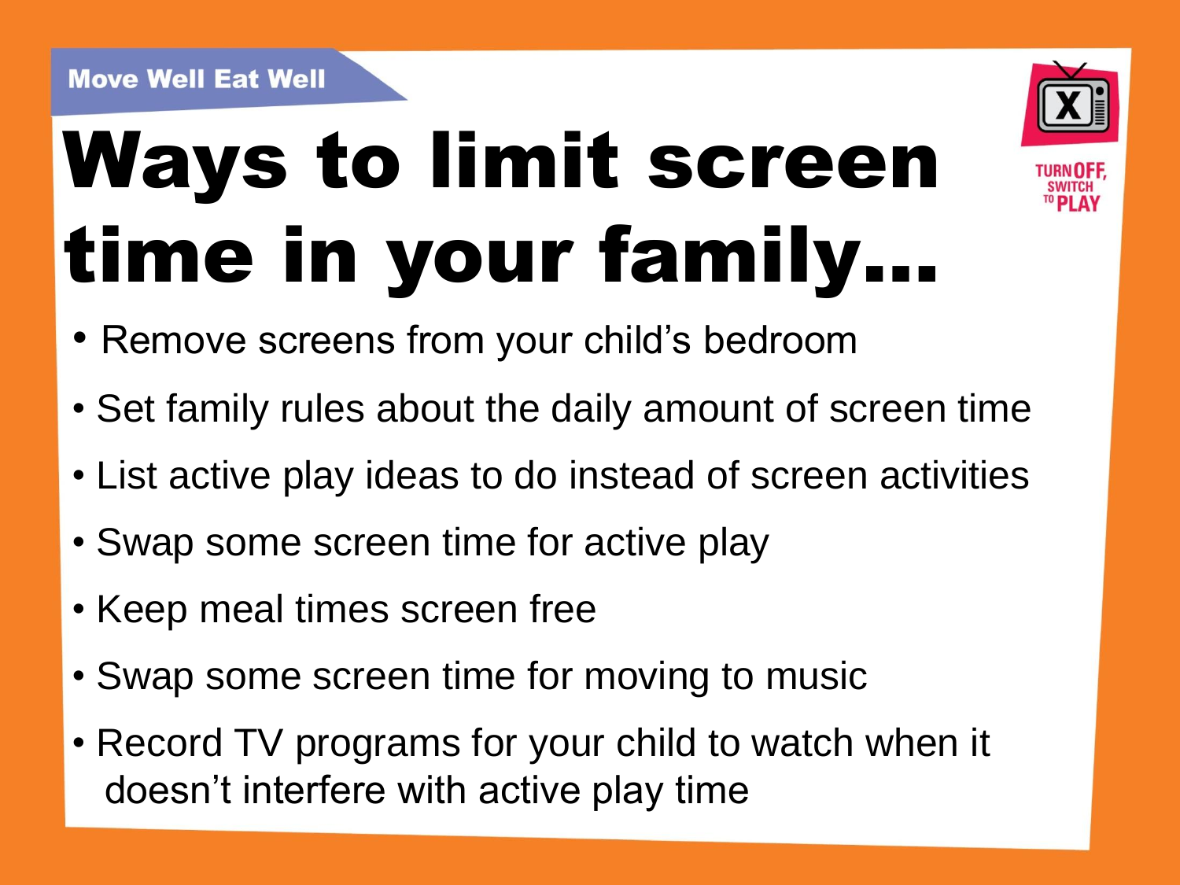Move Well Eat Well

# Ways to limit screen time in your family…

TURN OFF, SWITCH TO PLAY

- Remove screens from your child's bedroom
- Set family rules about the daily amount of screen time
- List active play ideas to do instead of screen activities
- Swap some screen time for active play
- Keep meal times screen free
- Swap some screen time for moving to music
- Record TV programs for your child to watch when it doesn't interfere with active play time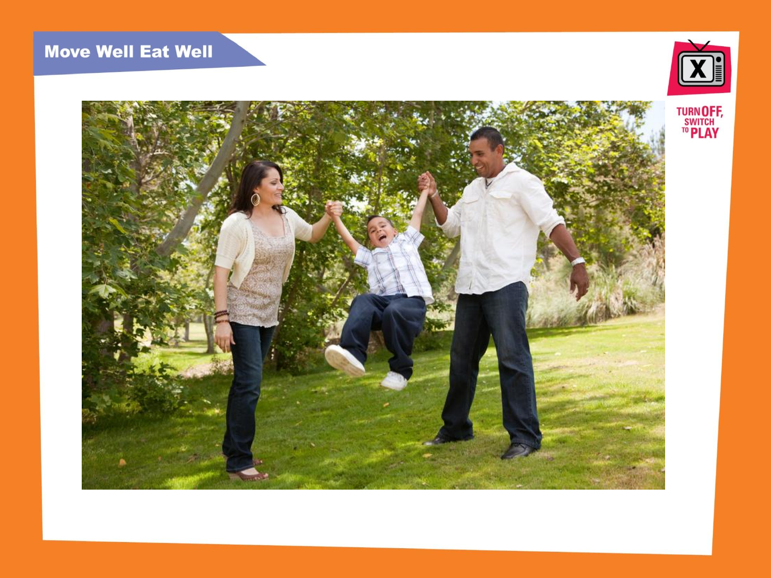Move Well Eat Well

TURN OFF, SWITCH TO PLAY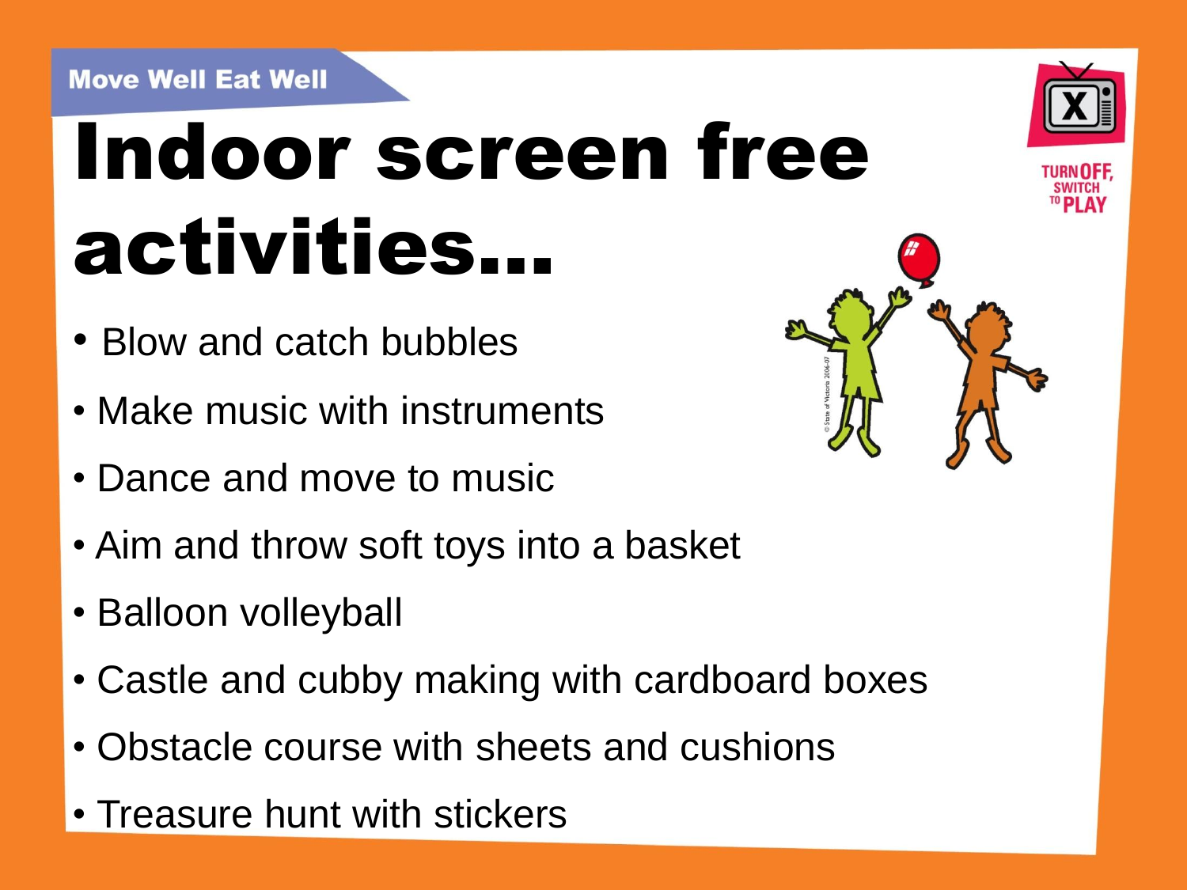Move Well Eat Well

# Indoor screen free activities...

- Blow and catch bubbles
- Make music with instruments
- Dance and move to music
- Aim and throw soft toys into a basket
- Balloon volleyball
- Castle and cubby making with cardboard boxes
- Obstacle course with sheets and cushions
- Treasure hunt with stickers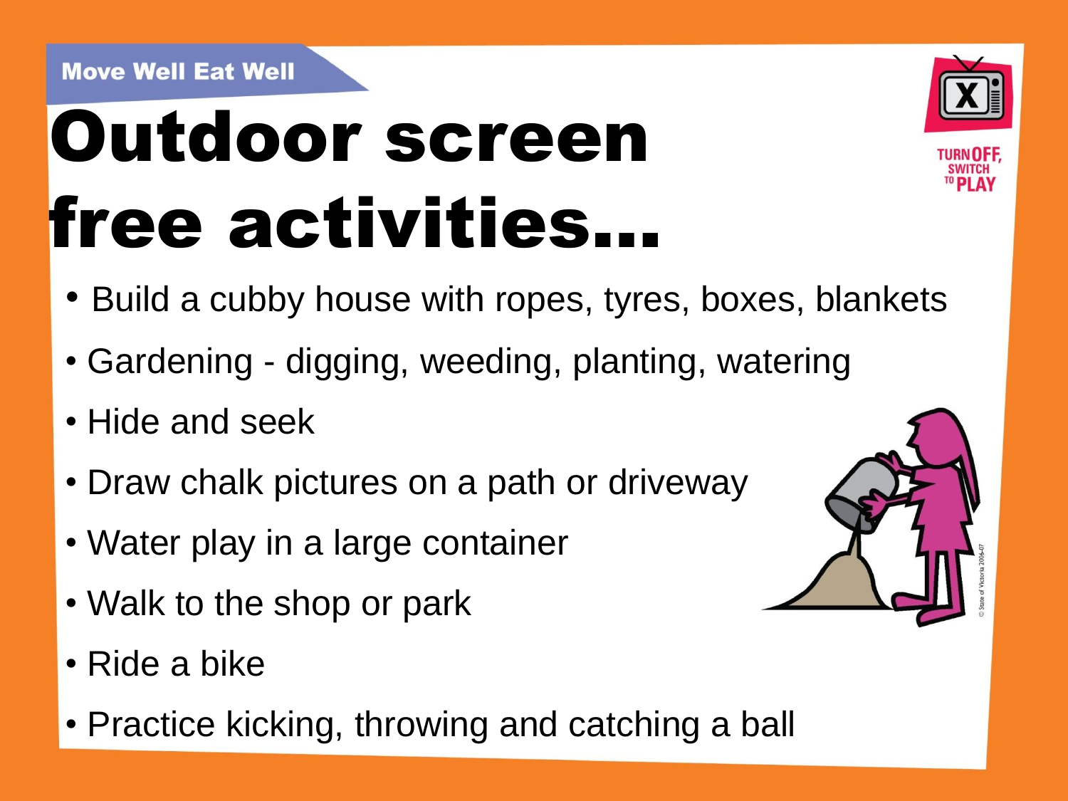Move Well Eat Well

# Outdoor screen free activities...

- Build a cubby house with ropes, tyres, boxes, blankets
- Gardening - digging, weeding, planting, watering
- Hide and seek
- Draw chalk pictures on a path or driveway
- Water play in a large container
- Walk to the shop or park
- Ride a bike
- Practice kicking, throwing and catching a ball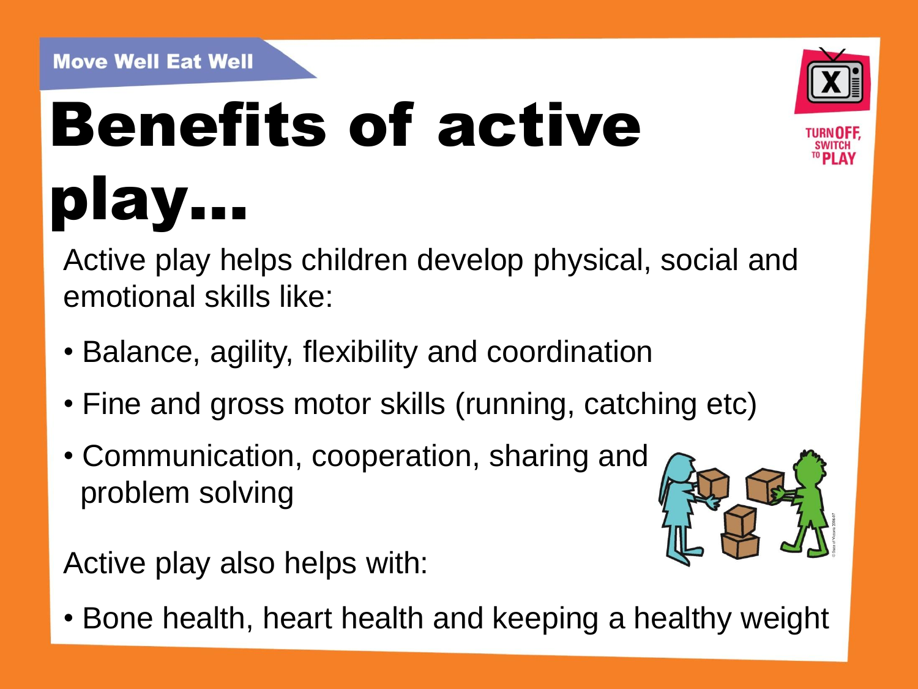Move Well Eat Well

# Benefits of active play...

Active play helps children develop physical, social and emotional skills like:

- Balance, agility, flexibility and coordination
- Fine and gross motor skills (running, catching etc)
- Communication, cooperation, sharing and problem solving

Active play also helps with:

- Bone health, heart health and keeping a healthy weight